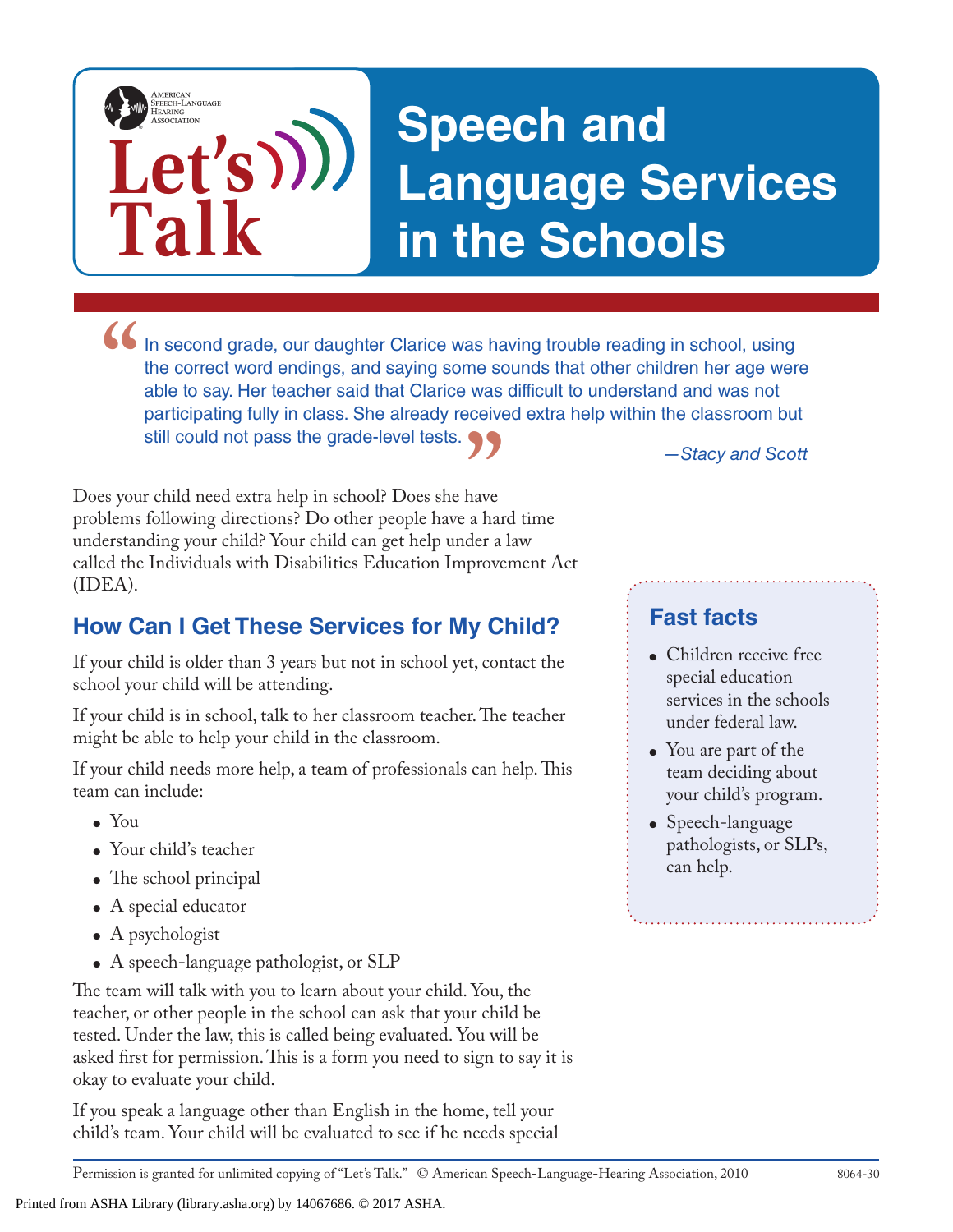# Let's Talk

# Speech and Language Services in the Schools

> *"In second grade, our daughter Clarice was having trouble reading in school, using the correct word endings, and saying some sounds that other children her age were able to say. Her teacher said that Clarice was difficult to understand and was not participating fully in class. She already received extra help within the classroom but still could not pass the grade-level tests."*
>
> —*Stacy and Scott*

Does your child need extra help in school? Does she have problems following directions? Do other people have a hard time understanding your child? Your child can get help under a law called the Individuals with Disabilities Education Improvement Act (IDEA).

## How Can I Get These Services for My Child?

If your child is older than 3 years but not in school yet, contact the school your child will be attending.

If your child is in school, talk to her classroom teacher. The teacher might be able to help your child in the classroom.

If your child needs more help, a team of professionals can help. This team can include:

- You
- Your child's teacher
- The school principal
- A special educator
- A psychologist
- A speech-language pathologist, or SLP

The team will talk with you to learn about your child. You, the teacher, or other people in the school can ask that your child be tested. Under the law, this is called being evaluated. You will be asked first for permission. This is a form you need to sign to say it is okay to evaluate your child.

If you speak a language other than English in the home, tell your child's team. Your child will be evaluated to see if he needs special

### Fast facts

- Children receive free special education services in the schools under federal law.
- You are part of the team deciding about your child's program.
- Speech-language pathologists, or SLPs, can help.

Permission is granted for unlimited copying of "Let's Talk." © American Speech-Language-Hearing Association, 2010 8064-30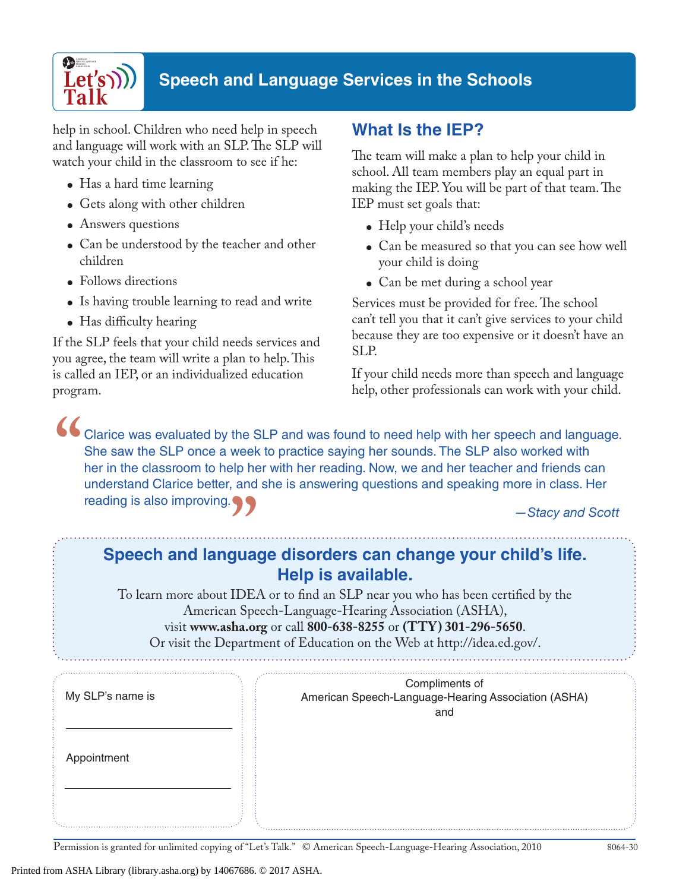help in school. Children who need help in speech and language will work with an SLP. The SLP will watch your child in the classroom to see if he:

- Has a hard time learning
- Gets along with other children
- Answers questions
- Can be understood by the teacher and other children
- Follows directions
- Is having trouble learning to read and write
- Has difficulty hearing

If the SLP feels that your child needs services and you agree, the team will write a plan to help. This is called an IEP, or an individualized education program.

## What Is the IEP?

The team will make a plan to help your child in school. All team members play an equal part in making the IEP. You will be part of that team. The IEP must set goals that:

- Help your child's needs
- Can be measured so that you can see how well your child is doing
- Can be met during a school year

Services must be provided for free. The school can't tell you that it can't give services to your child because they are too expensive or it doesn't have an SLP.

If your child needs more than speech and language help, other professionals can work with your child.

> "Clarice was evaluated by the SLP and was found to need help with her speech and language. She saw the SLP once a week to practice saying her sounds. The SLP also worked with her in the classroom to help her with her reading. Now, we and her teacher and friends can understand Clarice better, and she is answering questions and speaking more in class. Her reading is also improving."
>
> *—Stacy and Scott*

### Speech and language disorders can change your child's life. Help is available.

To learn more about IDEA or to find an SLP near you who has been certified by the American Speech-Language-Hearing Association (ASHA), visit **www.asha.org** or call **800-638-8255** or **(TTY) 301-296-5650**. Or visit the Department of Education on the Web at http://idea.ed.gov/.

My SLP's name is ______________________

Appointment ______________________

Compliments of
American Speech-Language-Hearing Association (ASHA)
and

Permission is granted for unlimited copying of "Let's Talk." © American Speech-Language-Hearing Association, 2010 8064-30